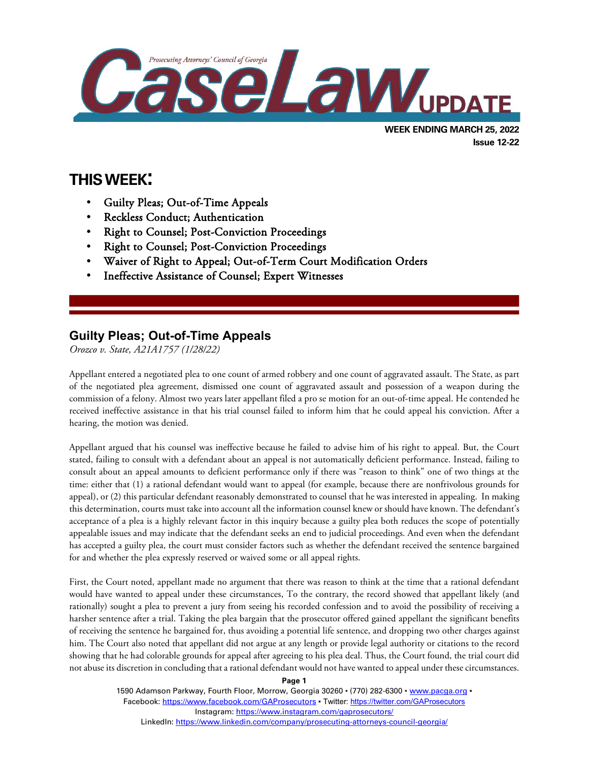Prosecuting Attorneys' Council of Georgia

# CaseLaw UPDATE

**WEEK ENDING MARCH 25, 2022**
**Issue 12-22**

## THIS WEEK:

- Guilty Pleas; Out-of-Time Appeals
- Reckless Conduct; Authentication
- Right to Counsel; Post-Conviction Proceedings
- Right to Counsel; Post-Conviction Proceedings
- Waiver of Right to Appeal; Out-of-Term Court Modification Orders
- Ineffective Assistance of Counsel; Expert Witnesses

## Guilty Pleas; Out-of-Time Appeals

*Orozco v. State, A21A1757 (1/28/22)*

Appellant entered a negotiated plea to one count of armed robbery and one count of aggravated assault. The State, as part of the negotiated plea agreement, dismissed one count of aggravated assault and possession of a weapon during the commission of a felony. Almost two years later appellant filed a pro se motion for an out-of-time appeal. He contended he received ineffective assistance in that his trial counsel failed to inform him that he could appeal his conviction. After a hearing, the motion was denied.

Appellant argued that his counsel was ineffective because he failed to advise him of his right to appeal. But, the Court stated, failing to consult with a defendant about an appeal is not automatically deficient performance. Instead, failing to consult about an appeal amounts to deficient performance only if there was "reason to think" one of two things at the time: either that (1) a rational defendant would want to appeal (for example, because there are nonfrivolous grounds for appeal), or (2) this particular defendant reasonably demonstrated to counsel that he was interested in appealing. In making this determination, courts must take into account all the information counsel knew or should have known. The defendant's acceptance of a plea is a highly relevant factor in this inquiry because a guilty plea both reduces the scope of potentially appealable issues and may indicate that the defendant seeks an end to judicial proceedings. And even when the defendant has accepted a guilty plea, the court must consider factors such as whether the defendant received the sentence bargained for and whether the plea expressly reserved or waived some or all appeal rights.

First, the Court noted, appellant made no argument that there was reason to think at the time that a rational defendant would have wanted to appeal under these circumstances, To the contrary, the record showed that appellant likely (and rationally) sought a plea to prevent a jury from seeing his recorded confession and to avoid the possibility of receiving a harsher sentence after a trial. Taking the plea bargain that the prosecutor offered gained appellant the significant benefits of receiving the sentence he bargained for, thus avoiding a potential life sentence, and dropping two other charges against him. The Court also noted that appellant did not argue at any length or provide legal authority or citations to the record showing that he had colorable grounds for appeal after agreeing to his plea deal. Thus, the Court found, the trial court did not abuse its discretion in concluding that a rational defendant would not have wanted to appeal under these circumstances.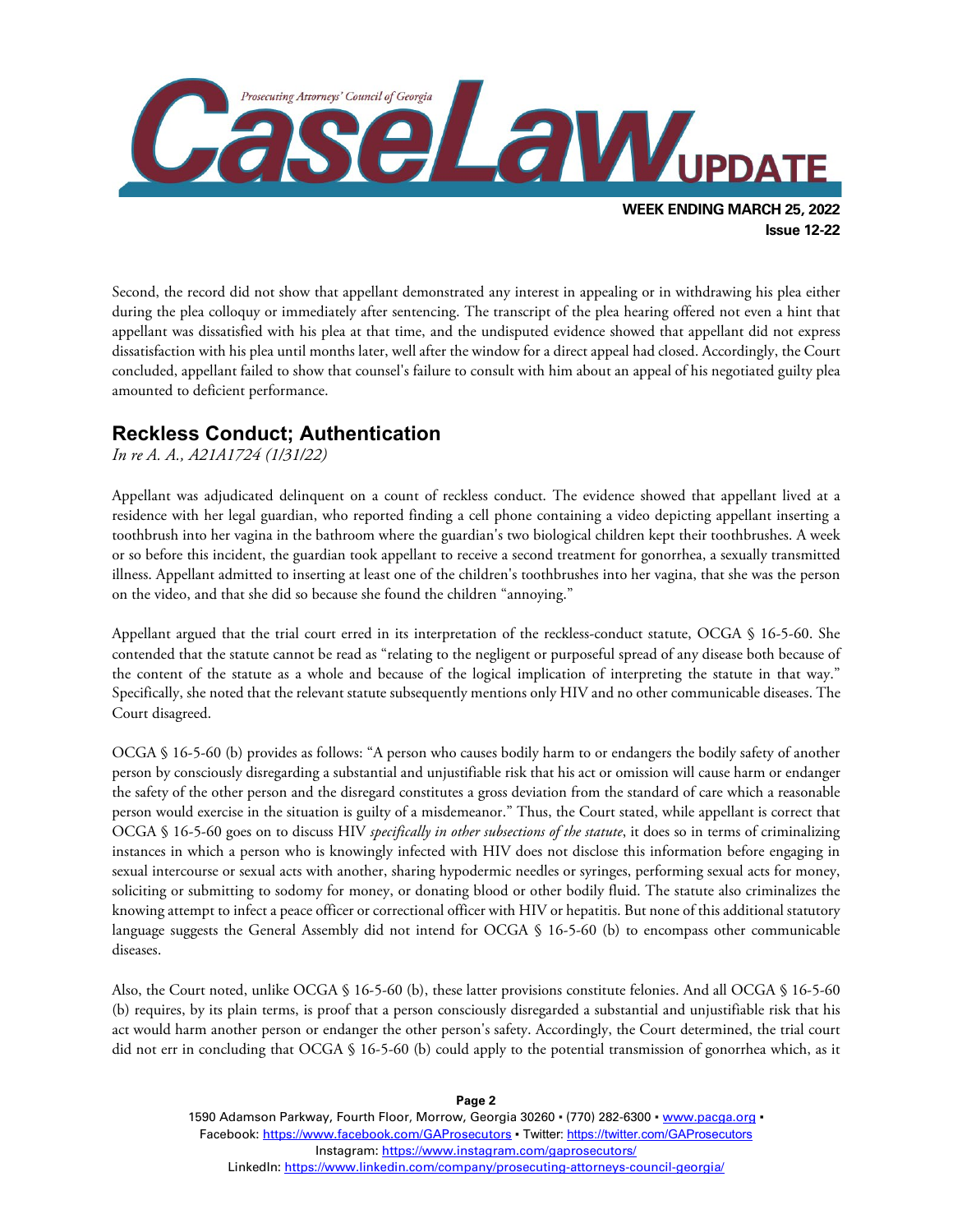Second, the record did not show that appellant demonstrated any interest in appealing or in withdrawing his plea either during the plea colloquy or immediately after sentencing. The transcript of the plea hearing offered not even a hint that appellant was dissatisfied with his plea at that time, and the undisputed evidence showed that appellant did not express dissatisfaction with his plea until months later, well after the window for a direct appeal had closed. Accordingly, the Court concluded, appellant failed to show that counsel's failure to consult with him about an appeal of his negotiated guilty plea amounted to deficient performance.

## Reckless Conduct; Authentication

*In re A. A., A21A1724 (1/31/22)*

Appellant was adjudicated delinquent on a count of reckless conduct. The evidence showed that appellant lived at a residence with her legal guardian, who reported finding a cell phone containing a video depicting appellant inserting a toothbrush into her vagina in the bathroom where the guardian's two biological children kept their toothbrushes. A week or so before this incident, the guardian took appellant to receive a second treatment for gonorrhea, a sexually transmitted illness. Appellant admitted to inserting at least one of the children's toothbrushes into her vagina, that she was the person on the video, and that she did so because she found the children "annoying."

Appellant argued that the trial court erred in its interpretation of the reckless-conduct statute, OCGA § 16-5-60. She contended that the statute cannot be read as "relating to the negligent or purposeful spread of any disease both because of the content of the statute as a whole and because of the logical implication of interpreting the statute in that way." Specifically, she noted that the relevant statute subsequently mentions only HIV and no other communicable diseases. The Court disagreed.

OCGA § 16-5-60 (b) provides as follows: "A person who causes bodily harm to or endangers the bodily safety of another person by consciously disregarding a substantial and unjustifiable risk that his act or omission will cause harm or endanger the safety of the other person and the disregard constitutes a gross deviation from the standard of care which a reasonable person would exercise in the situation is guilty of a misdemeanor." Thus, the Court stated, while appellant is correct that OCGA § 16-5-60 goes on to discuss HIV *specifically in other subsections of the statute*, it does so in terms of criminalizing instances in which a person who is knowingly infected with HIV does not disclose this information before engaging in sexual intercourse or sexual acts with another, sharing hypodermic needles or syringes, performing sexual acts for money, soliciting or submitting to sodomy for money, or donating blood or other bodily fluid. The statute also criminalizes the knowing attempt to infect a peace officer or correctional officer with HIV or hepatitis. But none of this additional statutory language suggests the General Assembly did not intend for OCGA § 16-5-60 (b) to encompass other communicable diseases.

Also, the Court noted, unlike OCGA § 16-5-60 (b), these latter provisions constitute felonies. And all OCGA § 16-5-60 (b) requires, by its plain terms, is proof that a person consciously disregarded a substantial and unjustifiable risk that his act would harm another person or endanger the other person's safety. Accordingly, the Court determined, the trial court did not err in concluding that OCGA § 16-5-60 (b) could apply to the potential transmission of gonorrhea which, as it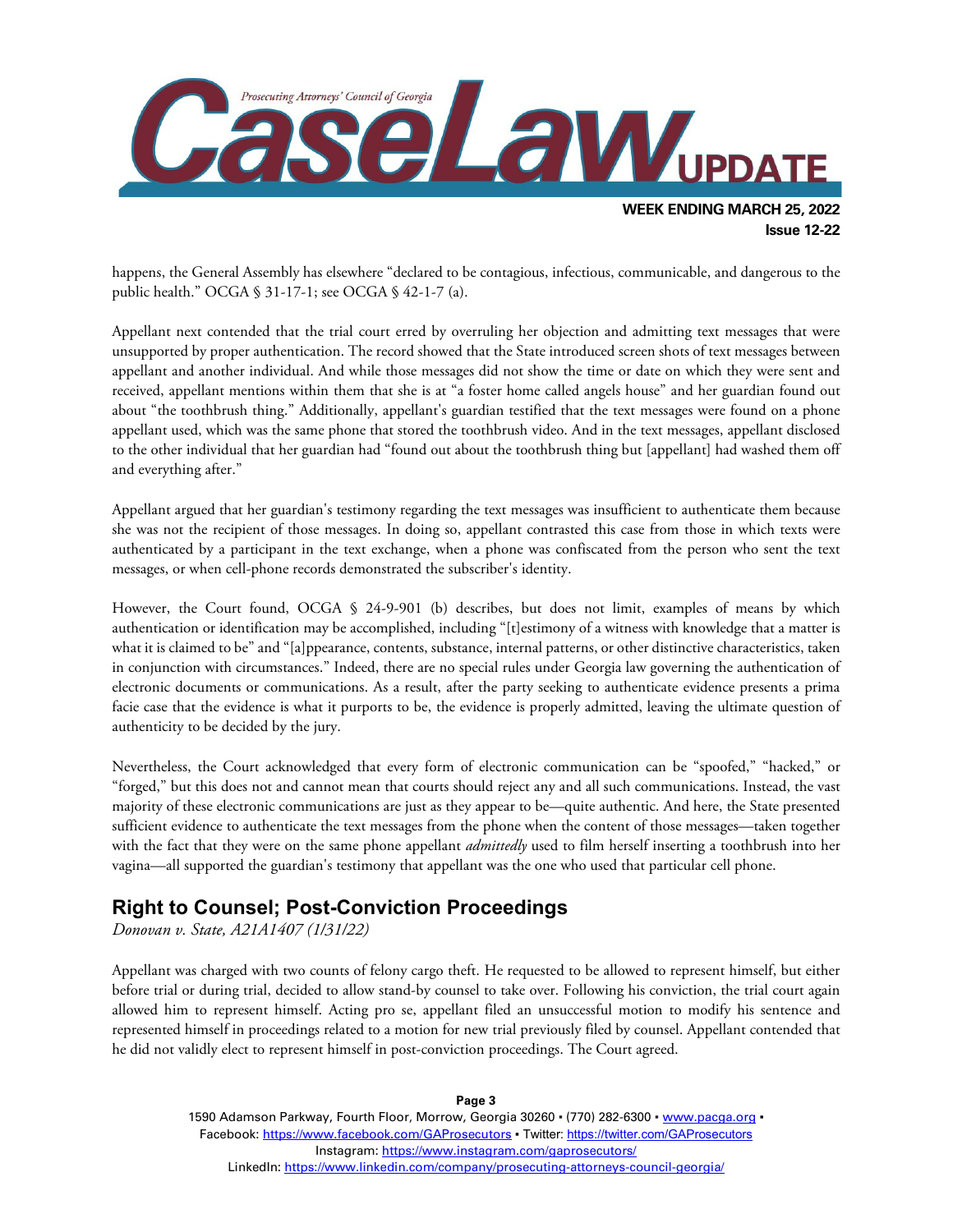happens, the General Assembly has elsewhere "declared to be contagious, infectious, communicable, and dangerous to the public health." OCGA § 31-17-1; see OCGA § 42-1-7 (a).

Appellant next contended that the trial court erred by overruling her objection and admitting text messages that were unsupported by proper authentication. The record showed that the State introduced screen shots of text messages between appellant and another individual. And while those messages did not show the time or date on which they were sent and received, appellant mentions within them that she is at "a foster home called angels house" and her guardian found out about "the toothbrush thing." Additionally, appellant's guardian testified that the text messages were found on a phone appellant used, which was the same phone that stored the toothbrush video. And in the text messages, appellant disclosed to the other individual that her guardian had "found out about the toothbrush thing but [appellant] had washed them off and everything after."

Appellant argued that her guardian's testimony regarding the text messages was insufficient to authenticate them because she was not the recipient of those messages. In doing so, appellant contrasted this case from those in which texts were authenticated by a participant in the text exchange, when a phone was confiscated from the person who sent the text messages, or when cell-phone records demonstrated the subscriber's identity.

However, the Court found, OCGA § 24-9-901 (b) describes, but does not limit, examples of means by which authentication or identification may be accomplished, including "[t]estimony of a witness with knowledge that a matter is what it is claimed to be" and "[a]ppearance, contents, substance, internal patterns, or other distinctive characteristics, taken in conjunction with circumstances." Indeed, there are no special rules under Georgia law governing the authentication of electronic documents or communications. As a result, after the party seeking to authenticate evidence presents a prima facie case that the evidence is what it purports to be, the evidence is properly admitted, leaving the ultimate question of authenticity to be decided by the jury.

Nevertheless, the Court acknowledged that every form of electronic communication can be "spoofed," "hacked," or "forged," but this does not and cannot mean that courts should reject any and all such communications. Instead, the vast majority of these electronic communications are just as they appear to be—quite authentic. And here, the State presented sufficient evidence to authenticate the text messages from the phone when the content of those messages—taken together with the fact that they were on the same phone appellant *admittedly* used to film herself inserting a toothbrush into her vagina—all supported the guardian's testimony that appellant was the one who used that particular cell phone.

## Right to Counsel; Post-Conviction Proceedings

*Donovan v. State, A21A1407 (1/31/22)*

Appellant was charged with two counts of felony cargo theft. He requested to be allowed to represent himself, but either before trial or during trial, decided to allow stand-by counsel to take over. Following his conviction, the trial court again allowed him to represent himself. Acting pro se, appellant filed an unsuccessful motion to modify his sentence and represented himself in proceedings related to a motion for new trial previously filed by counsel. Appellant contended that he did not validly elect to represent himself in post-conviction proceedings. The Court agreed.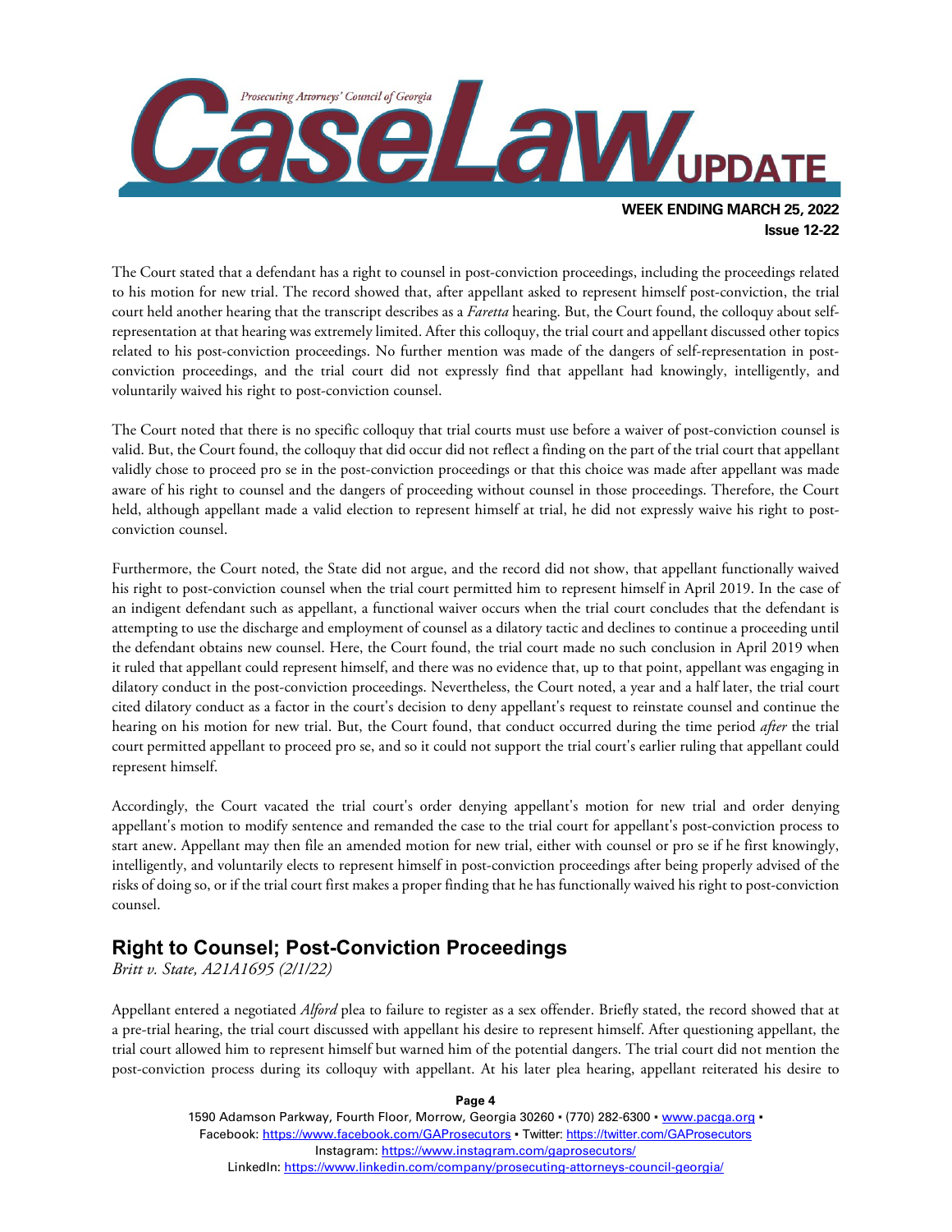The Court stated that a defendant has a right to counsel in post-conviction proceedings, including the proceedings related to his motion for new trial. The record showed that, after appellant asked to represent himself post-conviction, the trial court held another hearing that the transcript describes as a *Faretta* hearing. But, the Court found, the colloquy about self-representation at that hearing was extremely limited. After this colloquy, the trial court and appellant discussed other topics related to his post-conviction proceedings. No further mention was made of the dangers of self-representation in post-conviction proceedings, and the trial court did not expressly find that appellant had knowingly, intelligently, and voluntarily waived his right to post-conviction counsel.

The Court noted that there is no specific colloquy that trial courts must use before a waiver of post-conviction counsel is valid. But, the Court found, the colloquy that did occur did not reflect a finding on the part of the trial court that appellant validly chose to proceed pro se in the post-conviction proceedings or that this choice was made after appellant was made aware of his right to counsel and the dangers of proceeding without counsel in those proceedings. Therefore, the Court held, although appellant made a valid election to represent himself at trial, he did not expressly waive his right to post-conviction counsel.

Furthermore, the Court noted, the State did not argue, and the record did not show, that appellant functionally waived his right to post-conviction counsel when the trial court permitted him to represent himself in April 2019. In the case of an indigent defendant such as appellant, a functional waiver occurs when the trial court concludes that the defendant is attempting to use the discharge and employment of counsel as a dilatory tactic and declines to continue a proceeding until the defendant obtains new counsel. Here, the Court found, the trial court made no such conclusion in April 2019 when it ruled that appellant could represent himself, and there was no evidence that, up to that point, appellant was engaging in dilatory conduct in the post-conviction proceedings. Nevertheless, the Court noted, a year and a half later, the trial court cited dilatory conduct as a factor in the court's decision to deny appellant's request to reinstate counsel and continue the hearing on his motion for new trial. But, the Court found, that conduct occurred during the time period *after* the trial court permitted appellant to proceed pro se, and so it could not support the trial court's earlier ruling that appellant could represent himself.

Accordingly, the Court vacated the trial court's order denying appellant's motion for new trial and order denying appellant's motion to modify sentence and remanded the case to the trial court for appellant's post-conviction process to start anew. Appellant may then file an amended motion for new trial, either with counsel or pro se if he first knowingly, intelligently, and voluntarily elects to represent himself in post-conviction proceedings after being properly advised of the risks of doing so, or if the trial court first makes a proper finding that he has functionally waived his right to post-conviction counsel.

## Right to Counsel; Post-Conviction Proceedings

*Britt v. State, A21A1695 (2/1/22)*

Appellant entered a negotiated *Alford* plea to failure to register as a sex offender. Briefly stated, the record showed that at a pre-trial hearing, the trial court discussed with appellant his desire to represent himself. After questioning appellant, the trial court allowed him to represent himself but warned him of the potential dangers. The trial court did not mention the post-conviction process during its colloquy with appellant. At his later plea hearing, appellant reiterated his desire to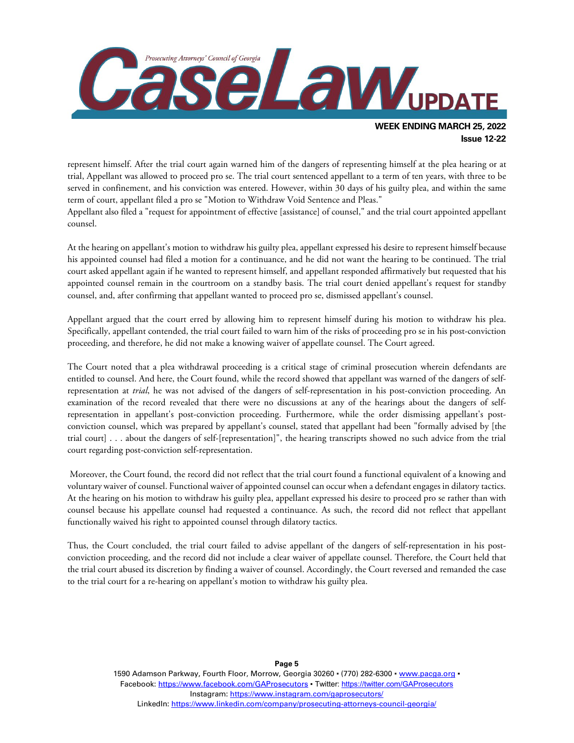represent himself. After the trial court again warned him of the dangers of representing himself at the plea hearing or at trial, Appellant was allowed to proceed pro se. The trial court sentenced appellant to a term of ten years, with three to be served in confinement, and his conviction was entered. However, within 30 days of his guilty plea, and within the same term of court, appellant filed a pro se "Motion to Withdraw Void Sentence and Pleas."

Appellant also filed a "request for appointment of effective [assistance] of counsel," and the trial court appointed appellant counsel.

At the hearing on appellant's motion to withdraw his guilty plea, appellant expressed his desire to represent himself because his appointed counsel had filed a motion for a continuance, and he did not want the hearing to be continued. The trial court asked appellant again if he wanted to represent himself, and appellant responded affirmatively but requested that his appointed counsel remain in the courtroom on a standby basis. The trial court denied appellant's request for standby counsel, and, after confirming that appellant wanted to proceed pro se, dismissed appellant's counsel.

Appellant argued that the court erred by allowing him to represent himself during his motion to withdraw his plea. Specifically, appellant contended, the trial court failed to warn him of the risks of proceeding pro se in his post-conviction proceeding, and therefore, he did not make a knowing waiver of appellate counsel. The Court agreed.

The Court noted that a plea withdrawal proceeding is a critical stage of criminal prosecution wherein defendants are entitled to counsel. And here, the Court found, while the record showed that appellant was warned of the dangers of self-representation at *trial*, he was not advised of the dangers of self-representation in his post-conviction proceeding. An examination of the record revealed that there were no discussions at any of the hearings about the dangers of self-representation in appellant's post-conviction proceeding. Furthermore, while the order dismissing appellant's post-conviction counsel, which was prepared by appellant's counsel, stated that appellant had been "formally advised by [the trial court] . . . about the dangers of self-[representation]", the hearing transcripts showed no such advice from the trial court regarding post-conviction self-representation.

Moreover, the Court found, the record did not reflect that the trial court found a functional equivalent of a knowing and voluntary waiver of counsel. Functional waiver of appointed counsel can occur when a defendant engages in dilatory tactics. At the hearing on his motion to withdraw his guilty plea, appellant expressed his desire to proceed pro se rather than with counsel because his appellate counsel had requested a continuance. As such, the record did not reflect that appellant functionally waived his right to appointed counsel through dilatory tactics.

Thus, the Court concluded, the trial court failed to advise appellant of the dangers of self-representation in his post-conviction proceeding, and the record did not include a clear waiver of appellate counsel. Therefore, the Court held that the trial court abused its discretion by finding a waiver of counsel. Accordingly, the Court reversed and remanded the case to the trial court for a re-hearing on appellant's motion to withdraw his guilty plea.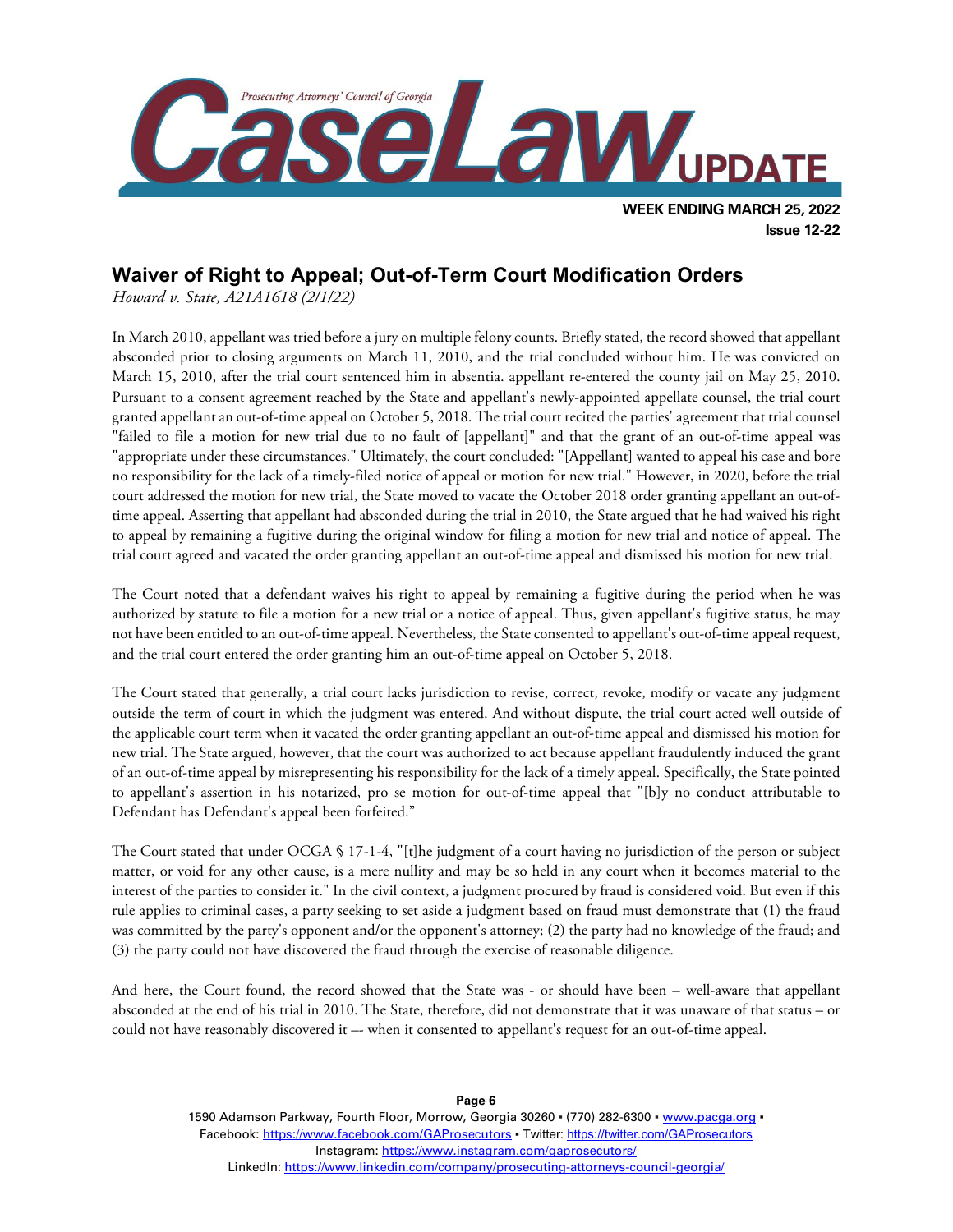## Waiver of Right to Appeal; Out-of-Term Court Modification Orders

*Howard v. State, A21A1618 (2/1/22)*

In March 2010, appellant was tried before a jury on multiple felony counts. Briefly stated, the record showed that appellant absconded prior to closing arguments on March 11, 2010, and the trial concluded without him. He was convicted on March 15, 2010, after the trial court sentenced him in absentia. appellant re-entered the county jail on May 25, 2010. Pursuant to a consent agreement reached by the State and appellant's newly-appointed appellate counsel, the trial court granted appellant an out-of-time appeal on October 5, 2018. The trial court recited the parties' agreement that trial counsel "failed to file a motion for new trial due to no fault of [appellant]" and that the grant of an out-of-time appeal was "appropriate under these circumstances." Ultimately, the court concluded: "[Appellant] wanted to appeal his case and bore no responsibility for the lack of a timely-filed notice of appeal or motion for new trial." However, in 2020, before the trial court addressed the motion for new trial, the State moved to vacate the October 2018 order granting appellant an out-of-time appeal. Asserting that appellant had absconded during the trial in 2010, the State argued that he had waived his right to appeal by remaining a fugitive during the original window for filing a motion for new trial and notice of appeal. The trial court agreed and vacated the order granting appellant an out-of-time appeal and dismissed his motion for new trial.

The Court noted that a defendant waives his right to appeal by remaining a fugitive during the period when he was authorized by statute to file a motion for a new trial or a notice of appeal. Thus, given appellant's fugitive status, he may not have been entitled to an out-of-time appeal. Nevertheless, the State consented to appellant's out-of-time appeal request, and the trial court entered the order granting him an out-of-time appeal on October 5, 2018.

The Court stated that generally, a trial court lacks jurisdiction to revise, correct, revoke, modify or vacate any judgment outside the term of court in which the judgment was entered. And without dispute, the trial court acted well outside of the applicable court term when it vacated the order granting appellant an out-of-time appeal and dismissed his motion for new trial. The State argued, however, that the court was authorized to act because appellant fraudulently induced the grant of an out-of-time appeal by misrepresenting his responsibility for the lack of a timely appeal. Specifically, the State pointed to appellant's assertion in his notarized, pro se motion for out-of-time appeal that "[b]y no conduct attributable to Defendant has Defendant's appeal been forfeited."

The Court stated that under OCGA § 17-1-4, "[t]he judgment of a court having no jurisdiction of the person or subject matter, or void for any other cause, is a mere nullity and may be so held in any court when it becomes material to the interest of the parties to consider it." In the civil context, a judgment procured by fraud is considered void. But even if this rule applies to criminal cases, a party seeking to set aside a judgment based on fraud must demonstrate that (1) the fraud was committed by the party's opponent and/or the opponent's attorney; (2) the party had no knowledge of the fraud; and (3) the party could not have discovered the fraud through the exercise of reasonable diligence.

And here, the Court found, the record showed that the State was - or should have been – well-aware that appellant absconded at the end of his trial in 2010. The State, therefore, did not demonstrate that it was unaware of that status – or could not have reasonably discovered it –- when it consented to appellant's request for an out-of-time appeal.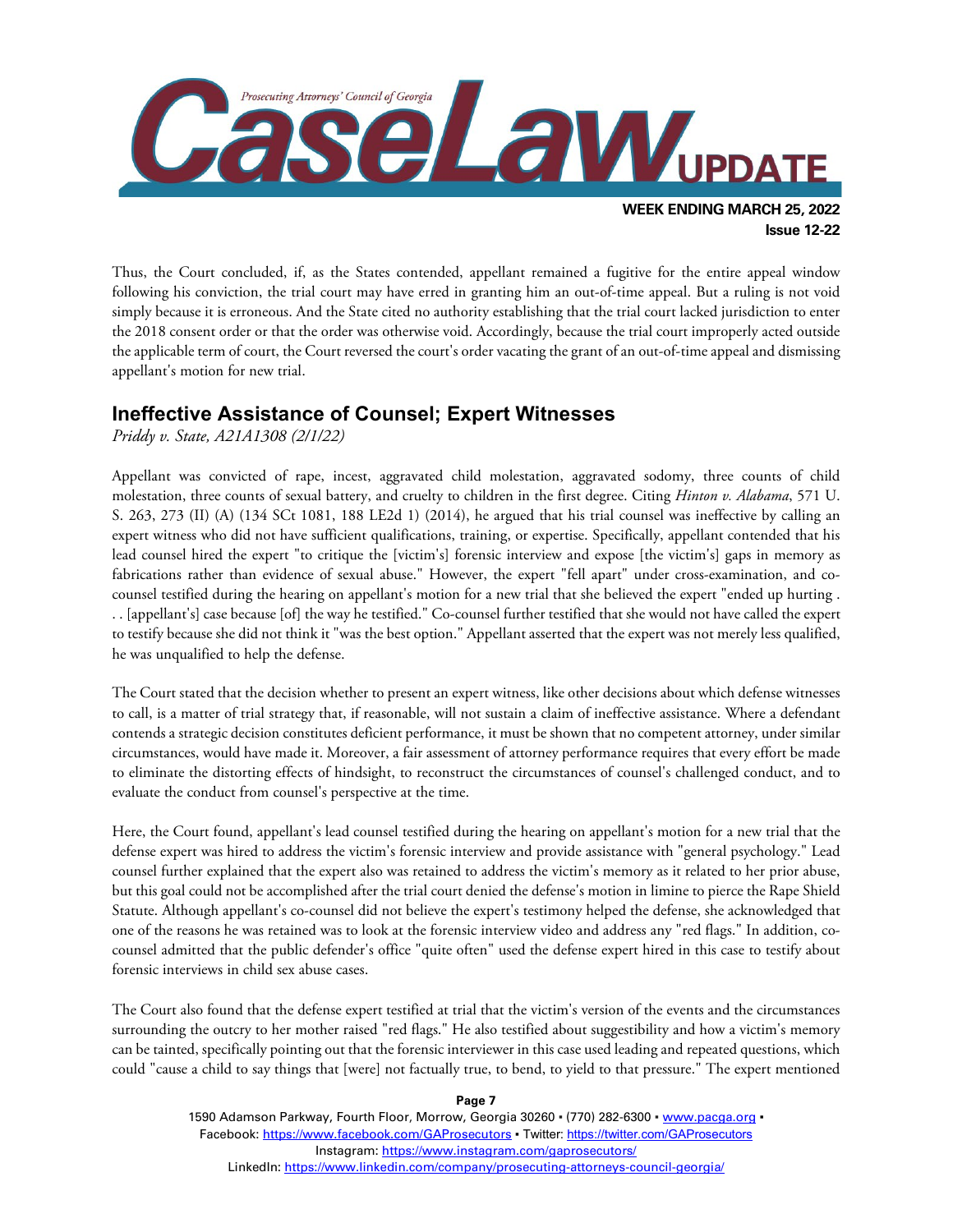Thus, the Court concluded, if, as the States contended, appellant remained a fugitive for the entire appeal window following his conviction, the trial court may have erred in granting him an out-of-time appeal. But a ruling is not void simply because it is erroneous. And the State cited no authority establishing that the trial court lacked jurisdiction to enter the 2018 consent order or that the order was otherwise void. Accordingly, because the trial court improperly acted outside the applicable term of court, the Court reversed the court's order vacating the grant of an out-of-time appeal and dismissing appellant's motion for new trial.

## Ineffective Assistance of Counsel; Expert Witnesses

*Priddy v. State, A21A1308 (2/1/22)*

Appellant was convicted of rape, incest, aggravated child molestation, aggravated sodomy, three counts of child molestation, three counts of sexual battery, and cruelty to children in the first degree. Citing *Hinton v. Alabama*, 571 U. S. 263, 273 (II) (A) (134 SCt 1081, 188 LE2d 1) (2014), he argued that his trial counsel was ineffective by calling an expert witness who did not have sufficient qualifications, training, or expertise. Specifically, appellant contended that his lead counsel hired the expert "to critique the [victim's] forensic interview and expose [the victim's] gaps in memory as fabrications rather than evidence of sexual abuse." However, the expert "fell apart" under cross-examination, and co-counsel testified during the hearing on appellant's motion for a new trial that she believed the expert "ended up hurting . . . [appellant's] case because [of] the way he testified." Co-counsel further testified that she would not have called the expert to testify because she did not think it "was the best option." Appellant asserted that the expert was not merely less qualified, he was unqualified to help the defense.

The Court stated that the decision whether to present an expert witness, like other decisions about which defense witnesses to call, is a matter of trial strategy that, if reasonable, will not sustain a claim of ineffective assistance. Where a defendant contends a strategic decision constitutes deficient performance, it must be shown that no competent attorney, under similar circumstances, would have made it. Moreover, a fair assessment of attorney performance requires that every effort be made to eliminate the distorting effects of hindsight, to reconstruct the circumstances of counsel's challenged conduct, and to evaluate the conduct from counsel's perspective at the time.

Here, the Court found, appellant's lead counsel testified during the hearing on appellant's motion for a new trial that the defense expert was hired to address the victim's forensic interview and provide assistance with "general psychology." Lead counsel further explained that the expert also was retained to address the victim's memory as it related to her prior abuse, but this goal could not be accomplished after the trial court denied the defense's motion in limine to pierce the Rape Shield Statute. Although appellant's co-counsel did not believe the expert's testimony helped the defense, she acknowledged that one of the reasons he was retained was to look at the forensic interview video and address any "red flags." In addition, co-counsel admitted that the public defender's office "quite often" used the defense expert hired in this case to testify about forensic interviews in child sex abuse cases.

The Court also found that the defense expert testified at trial that the victim's version of the events and the circumstances surrounding the outcry to her mother raised "red flags." He also testified about suggestibility and how a victim's memory can be tainted, specifically pointing out that the forensic interviewer in this case used leading and repeated questions, which could "cause a child to say things that [were] not factually true, to bend, to yield to that pressure." The expert mentioned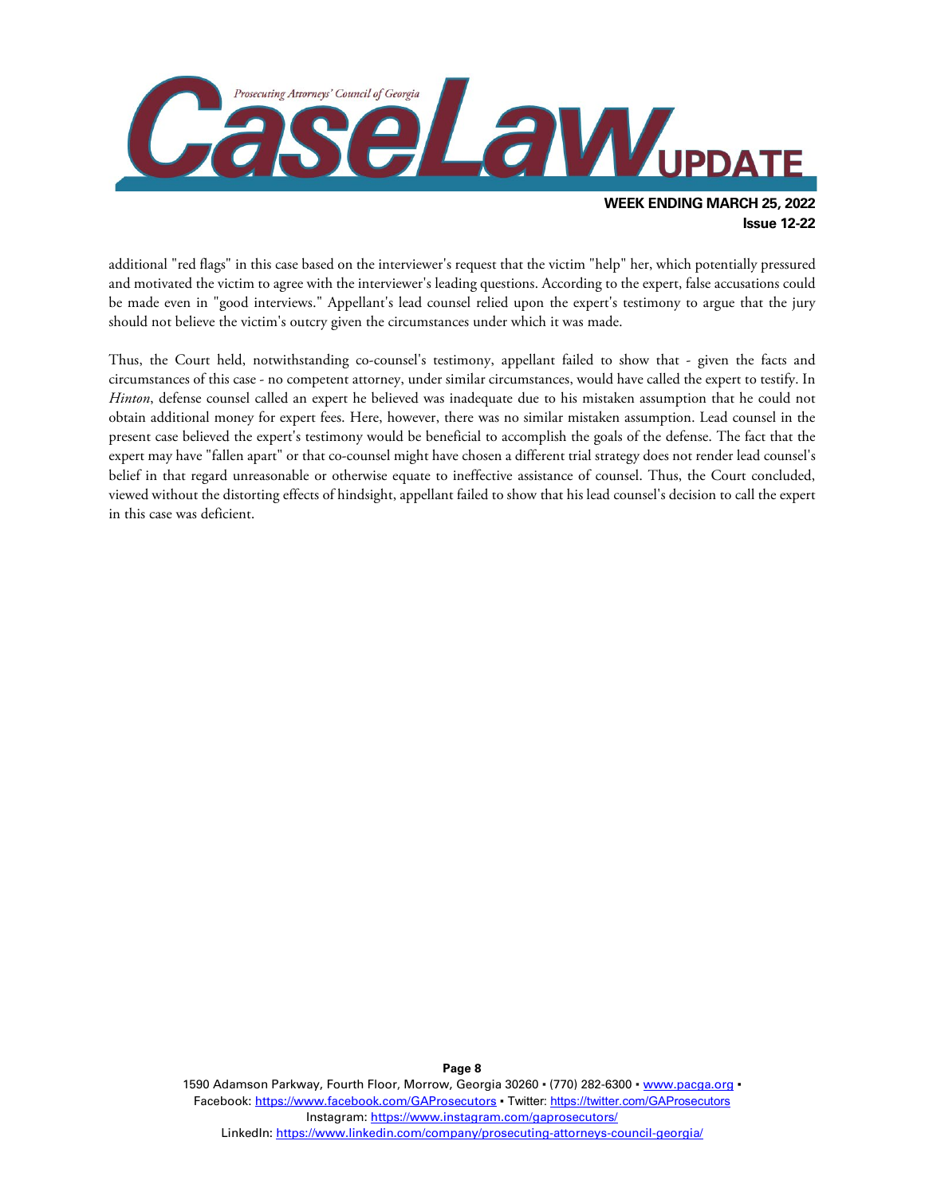additional "red flags" in this case based on the interviewer's request that the victim "help" her, which potentially pressured and motivated the victim to agree with the interviewer's leading questions. According to the expert, false accusations could be made even in "good interviews." Appellant's lead counsel relied upon the expert's testimony to argue that the jury should not believe the victim's outcry given the circumstances under which it was made.

Thus, the Court held, notwithstanding co-counsel's testimony, appellant failed to show that - given the facts and circumstances of this case - no competent attorney, under similar circumstances, would have called the expert to testify. In *Hinton*, defense counsel called an expert he believed was inadequate due to his mistaken assumption that he could not obtain additional money for expert fees. Here, however, there was no similar mistaken assumption. Lead counsel in the present case believed the expert's testimony would be beneficial to accomplish the goals of the defense. The fact that the expert may have "fallen apart" or that co-counsel might have chosen a different trial strategy does not render lead counsel's belief in that regard unreasonable or otherwise equate to ineffective assistance of counsel. Thus, the Court concluded, viewed without the distorting effects of hindsight, appellant failed to show that his lead counsel's decision to call the expert in this case was deficient.